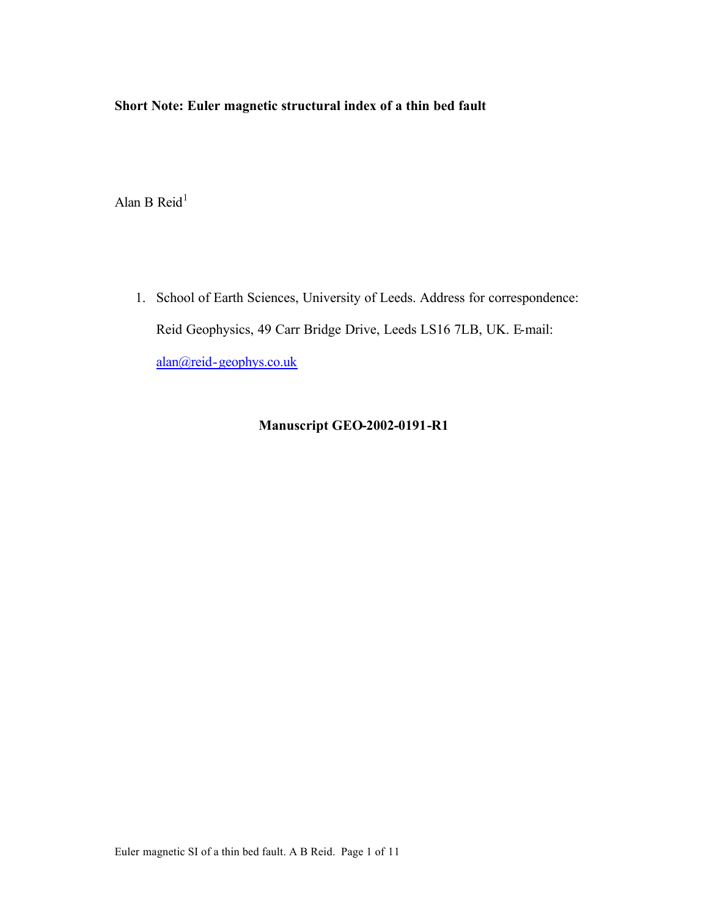**Short Note: Euler magnetic structural index of a thin bed fault**

Alan B Reid[1]

1. School of Earth Sciences, University of Leeds. Address for correspondence: Reid Geophysics, 49 Carr Bridge Drive, Leeds LS16 7LB, UK. E-mail: alan@reid-geophys.co.uk

**Manuscript GEO-2002-0191-R1**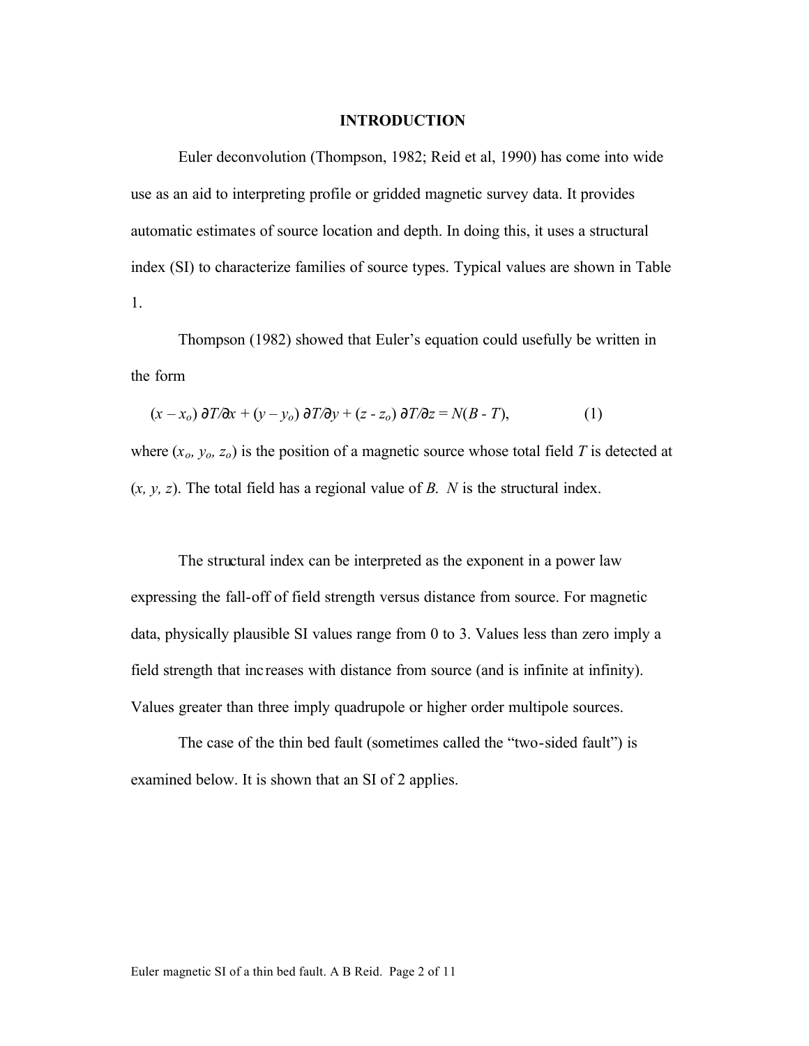## INTRODUCTION

Euler deconvolution (Thompson, 1982; Reid et al, 1990) has come into wide use as an aid to interpreting profile or gridded magnetic survey data. It provides automatic estimates of source location and depth. In doing this, it uses a structural index (SI) to characterize families of source types. Typical values are shown in Table 1.

Thompson (1982) showed that Euler's equation could usefully be written in the form

$$(x - x_o)\,\partial T/\partial x + (y - y_o)\,\partial T/\partial y + (z - z_o)\,\partial T/\partial z = N(B - T), \qquad (1)$$

where $(x_o, y_o, z_o)$ is the position of a magnetic source whose total field $T$ is detected at $(x, y, z)$. The total field has a regional value of $B$. $N$ is the structural index.

The structural index can be interpreted as the exponent in a power law expressing the fall-off of field strength versus distance from source. For magnetic data, physically plausible SI values range from 0 to 3. Values less than zero imply a field strength that increases with distance from source (and is infinite at infinity). Values greater than three imply quadrupole or higher order multipole sources.

The case of the thin bed fault (sometimes called the "two-sided fault") is examined below. It is shown that an SI of 2 applies.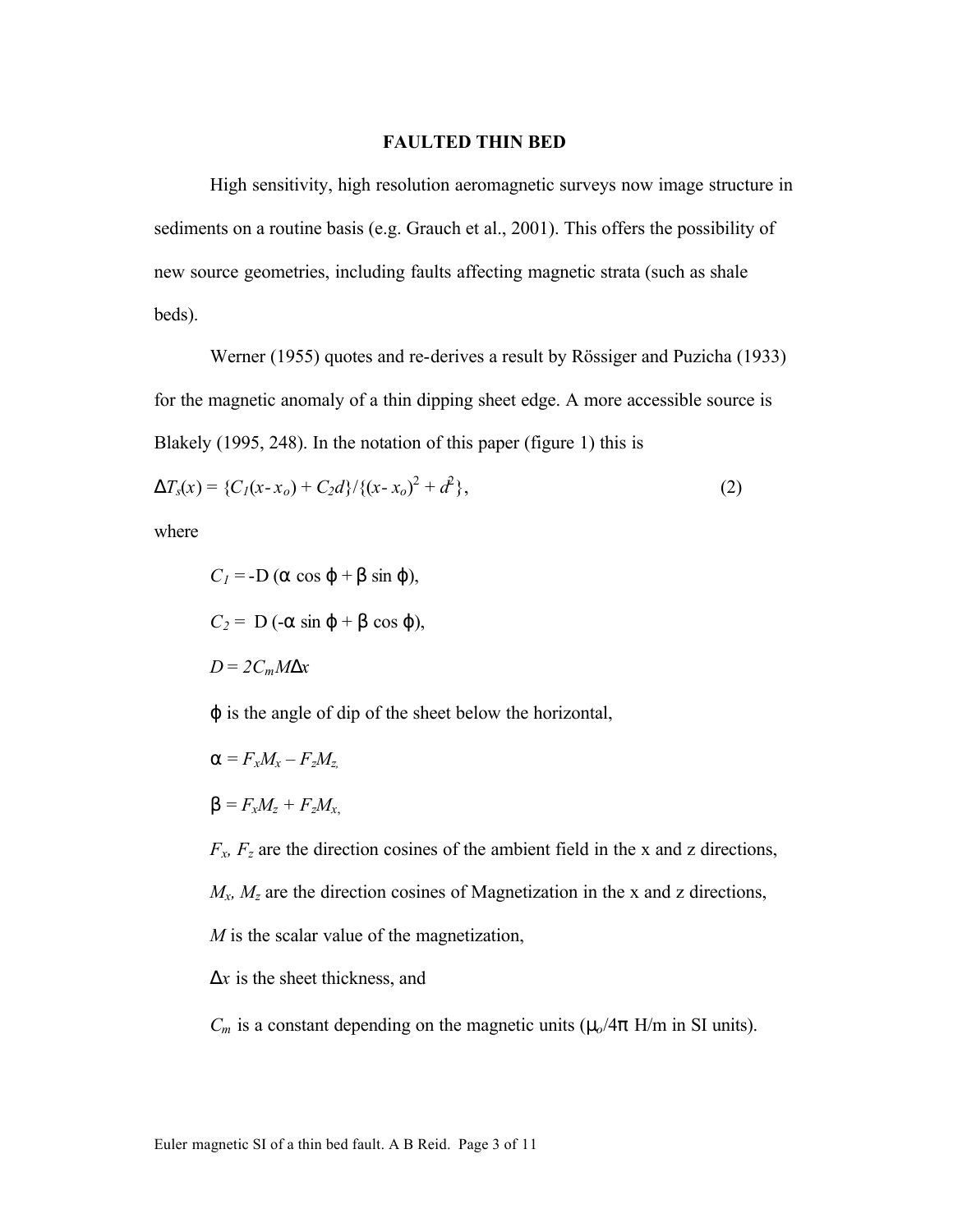## FAULTED THIN BED

High sensitivity, high resolution aeromagnetic surveys now image structure in sediments on a routine basis (e.g. Grauch et al., 2001). This offers the possibility of new source geometries, including faults affecting magnetic strata (such as shale beds).

Werner (1955) quotes and re-derives a result by Rössiger and Puzicha (1933) for the magnetic anomaly of a thin dipping sheet edge. A more accessible source is Blakely (1995, 248). In the notation of this paper (figure 1) this is

$$\Delta T_s(x) = \{C_1(x - x_o) + C_2 d\}/\{(x - x_o)^2 + d^2\}, \tag{2}$$

where

$C_1 = -D\,(\alpha \cos \phi + \beta \sin \phi)$,

$C_2 = D\,(-\alpha \sin \phi + \beta \cos \phi)$,

$D = 2C_m M \Delta x$

$\phi$ is the angle of dip of the sheet below the horizontal,

$\alpha = F_x M_x - F_z M_z$,

$\beta = F_x M_z + F_z M_x$,

$F_x$, $F_z$ are the direction cosines of the ambient field in the x and z directions,

$M_x$, $M_z$ are the direction cosines of Magnetization in the x and z directions,

$M$ is the scalar value of the magnetization,

$\Delta x$ is the sheet thickness, and

$C_m$ is a constant depending on the magnetic units ($\mu_o/4\pi$ H/m in SI units).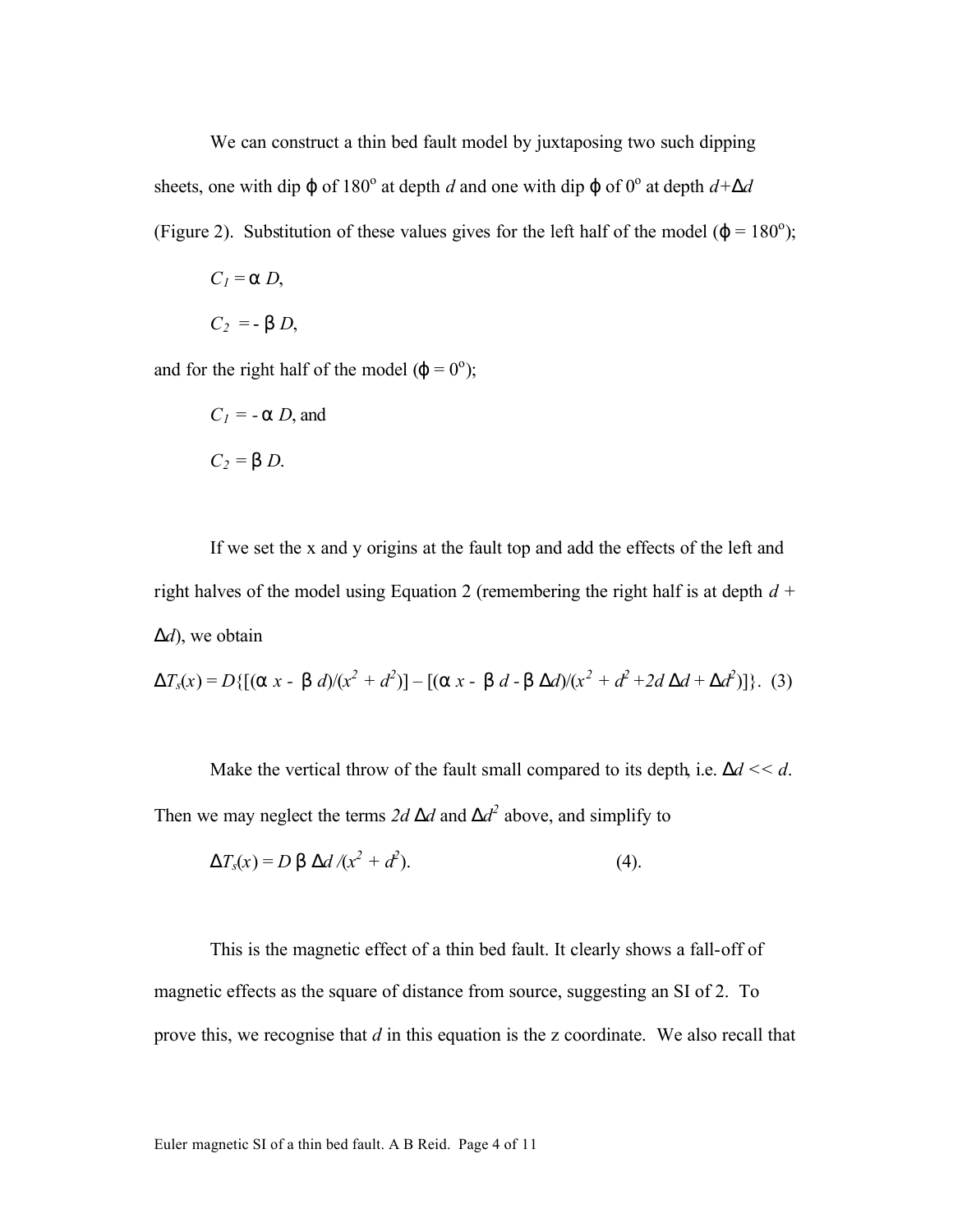We can construct a thin bed fault model by juxtaposing two such dipping sheets, one with dip $\varphi$ of $180^{o}$ at depth $d$ and one with dip $\varphi$ of $0^{o}$ at depth $d+\Delta d$ (Figure 2). Substitution of these values gives for the left half of the model ($\varphi = 180^{o}$);

$C_1 = \alpha\, D$,

$C_2 = -\beta\, D$,

and for the right half of the model ($\varphi = 0^{o}$);

$C_1 = -\alpha\, D$, and

$C_2 = \beta\, D$.

If we set the x and y origins at the fault top and add the effects of the left and right halves of the model using Equation 2 (remembering the right half is at depth $d + \Delta d$), we obtain

$$\Delta T_s(x) = D\{[(\alpha\, x - \beta\, d)/(x^2 + d^2)] - [(\alpha\, x - \beta\, d - \beta\, \Delta d)/(x^2 + d^2 + 2d\, \Delta d + \Delta d^2)]\}. \quad (3)$$

Make the vertical throw of the fault small compared to its depth, i.e. $\Delta d << d$. Then we may neglect the terms $2d\, \Delta d$ and $\Delta d^2$ above, and simplify to

$$\Delta T_s(x) = D\, \beta\, \Delta d\, /(x^2 + d^2). \quad (4).$$

This is the magnetic effect of a thin bed fault. It clearly shows a fall-off of magnetic effects as the square of distance from source, suggesting an SI of 2. To prove this, we recognise that $d$ in this equation is the z coordinate. We also recall that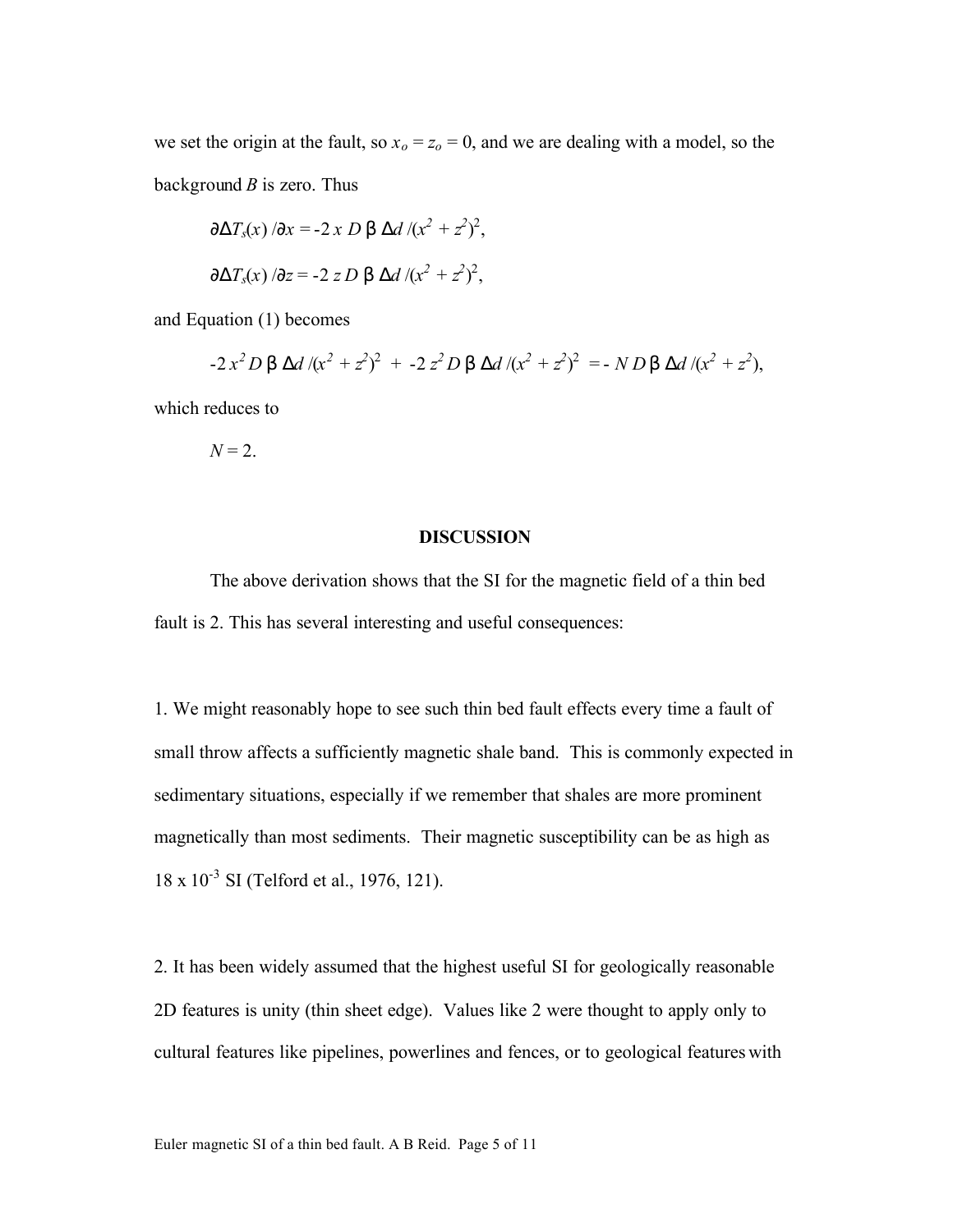we set the origin at the fault, so $x_o = z_o = 0$, and we are dealing with a model, so the background $B$ is zero. Thus

$$\partial \Delta T_s(x) / \partial x = -2\, x\, D\, \beta\, \Delta d / (x^2 + z^2)^2,$$

$$\partial \Delta T_s(x) / \partial z = -2\, z\, D\, \beta\, \Delta d / (x^2 + z^2)^2,$$

and Equation (1) becomes

$$-2\, x^2 D\, \beta\, \Delta d / (x^2 + z^2)^2 \; + \; -2\, z^2 D\, \beta\, \Delta d / (x^2 + z^2)^2 \; = -\, N\, D\, \beta\, \Delta d / (x^2 + z^2),$$

which reduces to

$$N = 2.$$

## DISCUSSION

The above derivation shows that the SI for the magnetic field of a thin bed fault is 2. This has several interesting and useful consequences:

1. We might reasonably hope to see such thin bed fault effects every time a fault of small throw affects a sufficiently magnetic shale band. This is commonly expected in sedimentary situations, especially if we remember that shales are more prominent magnetically than most sediments. Their magnetic susceptibility can be as high as $18 \times 10^{-3}$ SI (Telford et al., 1976, 121).

2. It has been widely assumed that the highest useful SI for geologically reasonable 2D features is unity (thin sheet edge). Values like 2 were thought to apply only to cultural features like pipelines, powerlines and fences, or to geological features with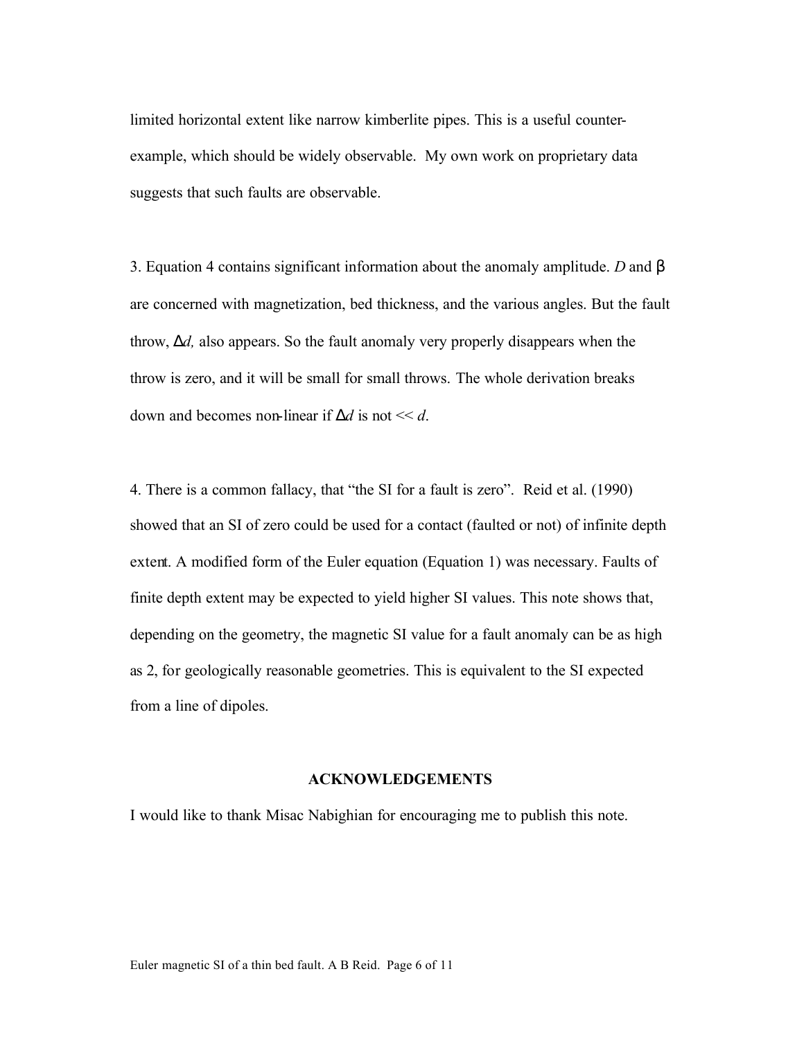limited horizontal extent like narrow kimberlite pipes. This is a useful counter-example, which should be widely observable. My own work on proprietary data suggests that such faults are observable.

3. Equation 4 contains significant information about the anomaly amplitude. $D$ and $\beta$ are concerned with magnetization, bed thickness, and the various angles. But the fault throw, $\Delta d$, also appears. So the fault anomaly very properly disappears when the throw is zero, and it will be small for small throws. The whole derivation breaks down and becomes non-linear if $\Delta d$ is not $<< d$.

4. There is a common fallacy, that "the SI for a fault is zero". Reid et al. (1990) showed that an SI of zero could be used for a contact (faulted or not) of infinite depth extent. A modified form of the Euler equation (Equation 1) was necessary. Faults of finite depth extent may be expected to yield higher SI values. This note shows that, depending on the geometry, the magnetic SI value for a fault anomaly can be as high as 2, for geologically reasonable geometries. This is equivalent to the SI expected from a line of dipoles.

## ACKNOWLEDGEMENTS

I would like to thank Misac Nabighian for encouraging me to publish this note.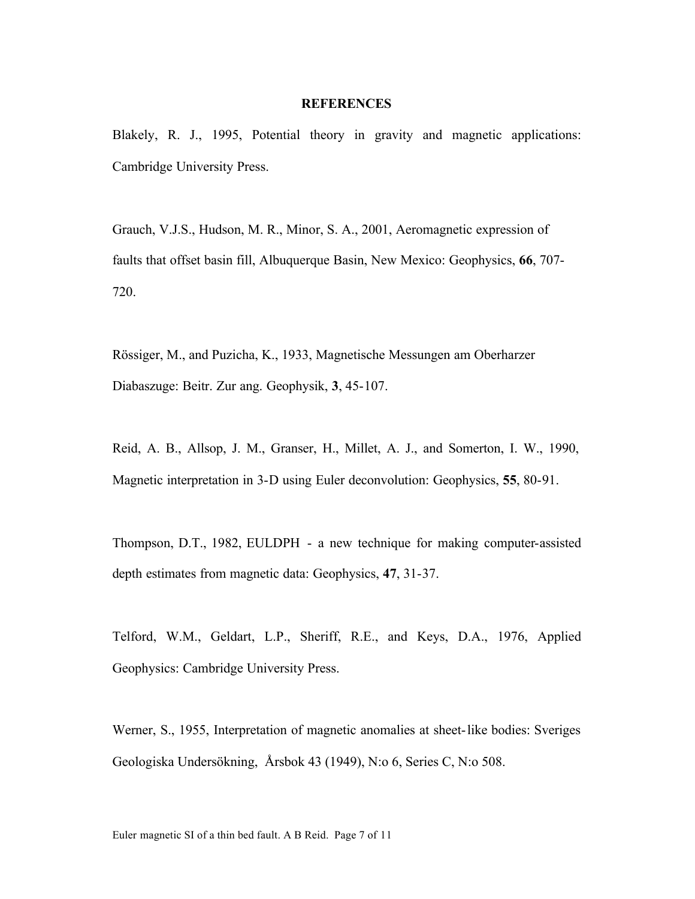## REFERENCES

Blakely, R. J., 1995, Potential theory in gravity and magnetic applications: Cambridge University Press.

Grauch, V.J.S., Hudson, M. R., Minor, S. A., 2001, Aeromagnetic expression of faults that offset basin fill, Albuquerque Basin, New Mexico: Geophysics, **66**, 707-720.

Rössiger, M., and Puzicha, K., 1933, Magnetische Messungen am Oberharzer Diabaszuge: Beitr. Zur ang. Geophysik, **3**, 45-107.

Reid, A. B., Allsop, J. M., Granser, H., Millet, A. J., and Somerton, I. W., 1990, Magnetic interpretation in 3-D using Euler deconvolution: Geophysics, **55**, 80-91.

Thompson, D.T., 1982, EULDPH - a new technique for making computer-assisted depth estimates from magnetic data: Geophysics, **47**, 31-37.

Telford, W.M., Geldart, L.P., Sheriff, R.E., and Keys, D.A., 1976, Applied Geophysics: Cambridge University Press.

Werner, S., 1955, Interpretation of magnetic anomalies at sheet-like bodies: Sveriges Geologiska Undersökning, Årsbok 43 (1949), N:o 6, Series C, N:o 508.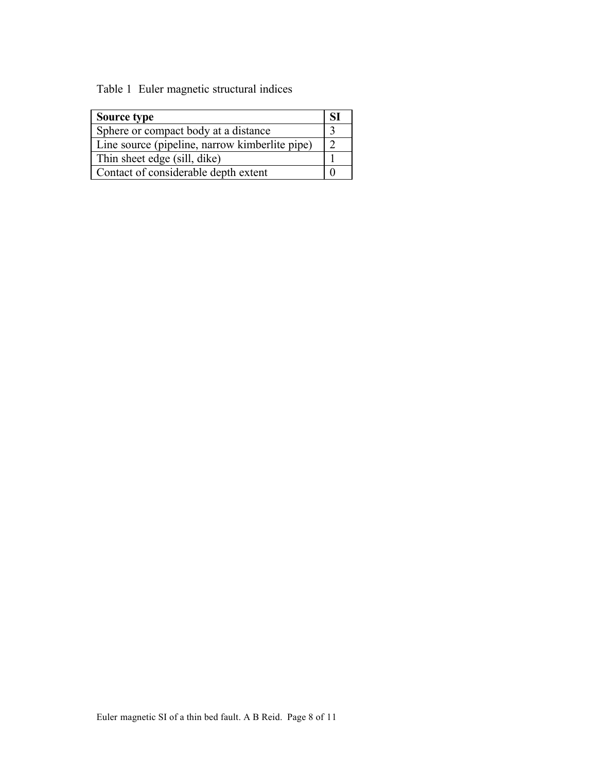Table 1 Euler magnetic structural indices

| **Source type** | **SI** |
|---|---|
| Sphere or compact body at a distance | 3 |
| Line source (pipeline, narrow kimberlite pipe) | 2 |
| Thin sheet edge (sill, dike) | 1 |
| Contact of considerable depth extent | 0 |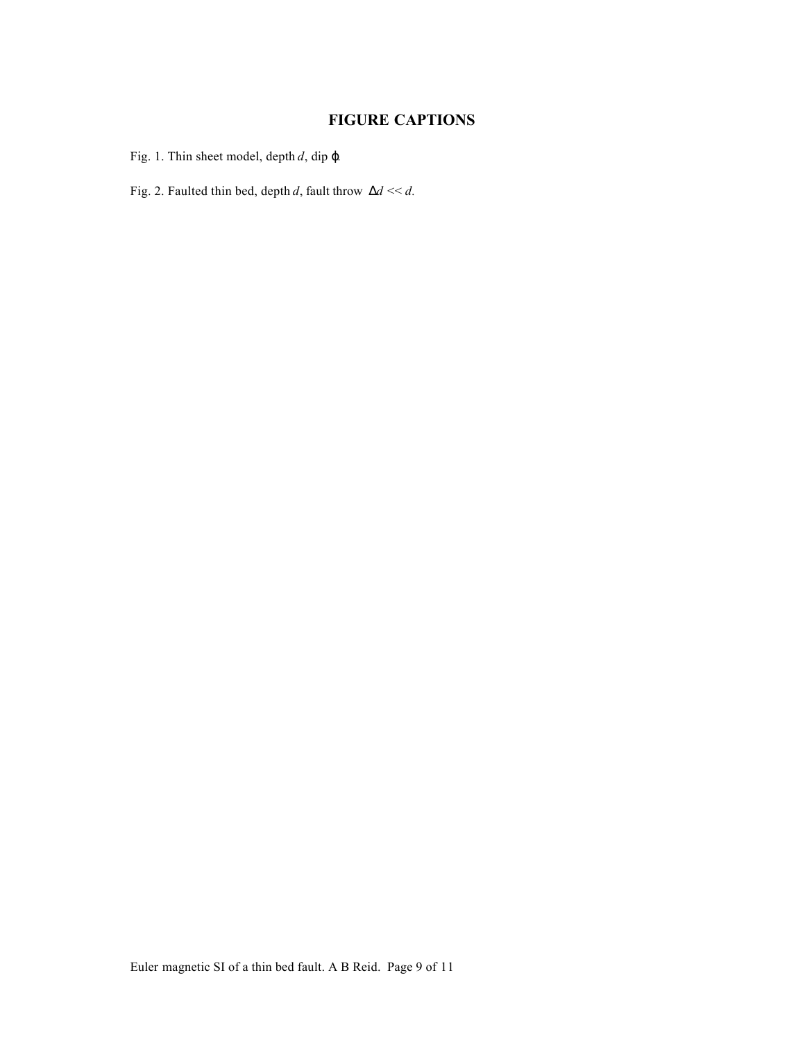## FIGURE CAPTIONS

Fig. 1. Thin sheet model, depth $d$, dip $\varphi$.

Fig. 2. Faulted thin bed, depth $d$, fault throw $\Delta d << d$.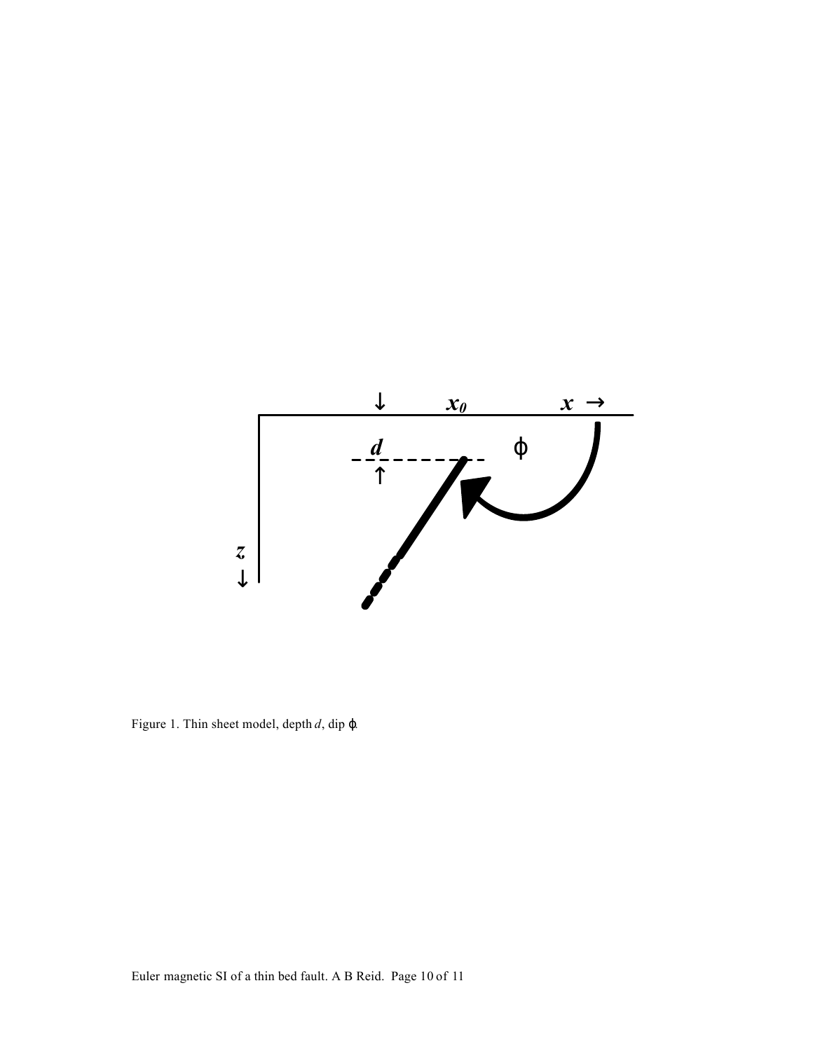Figure 1. Thin sheet model, depth $d$, dip $\phi$.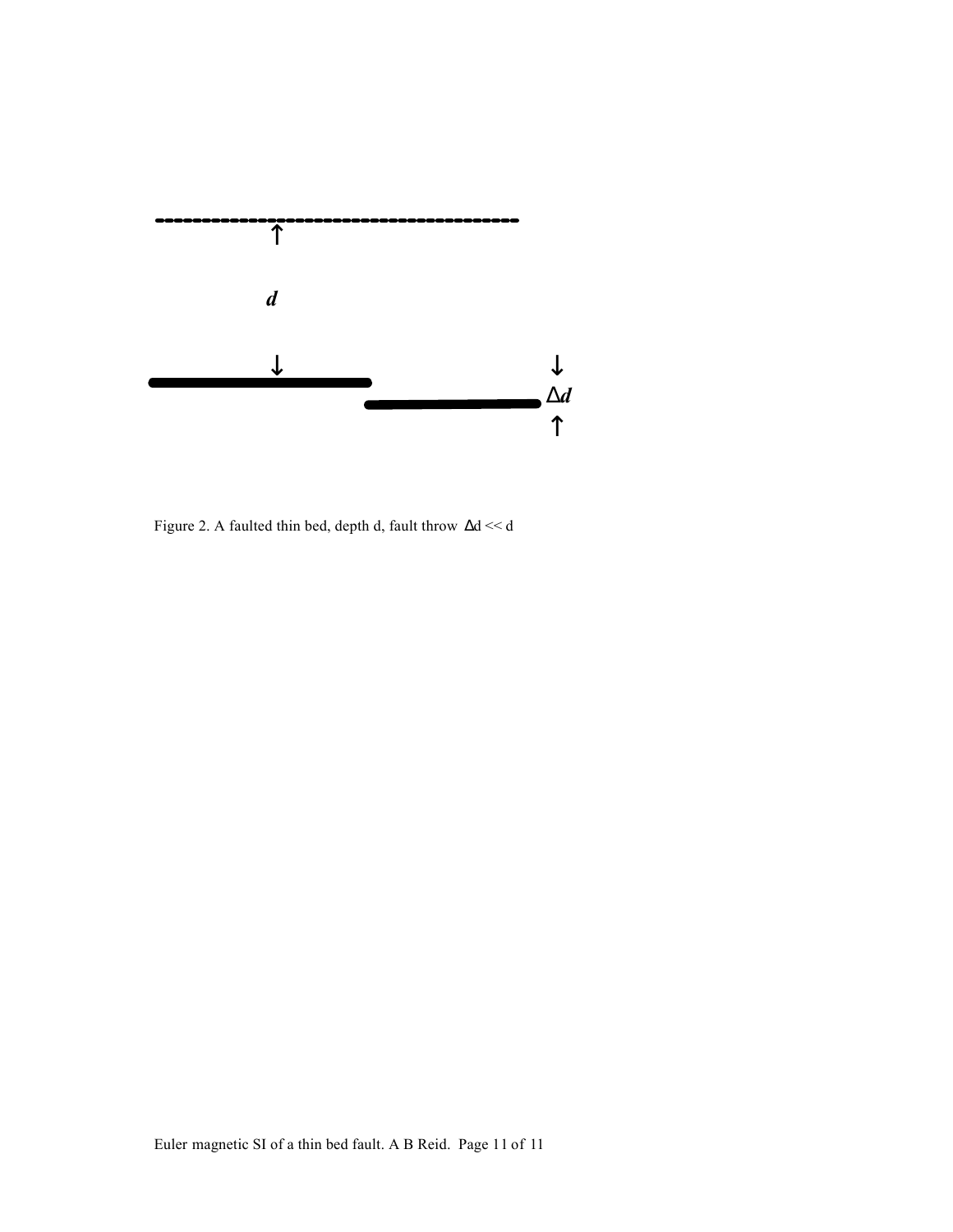$d$

$\Delta d$

Figure 2. A faulted thin bed, depth d, fault throw $\Delta d \ll d$